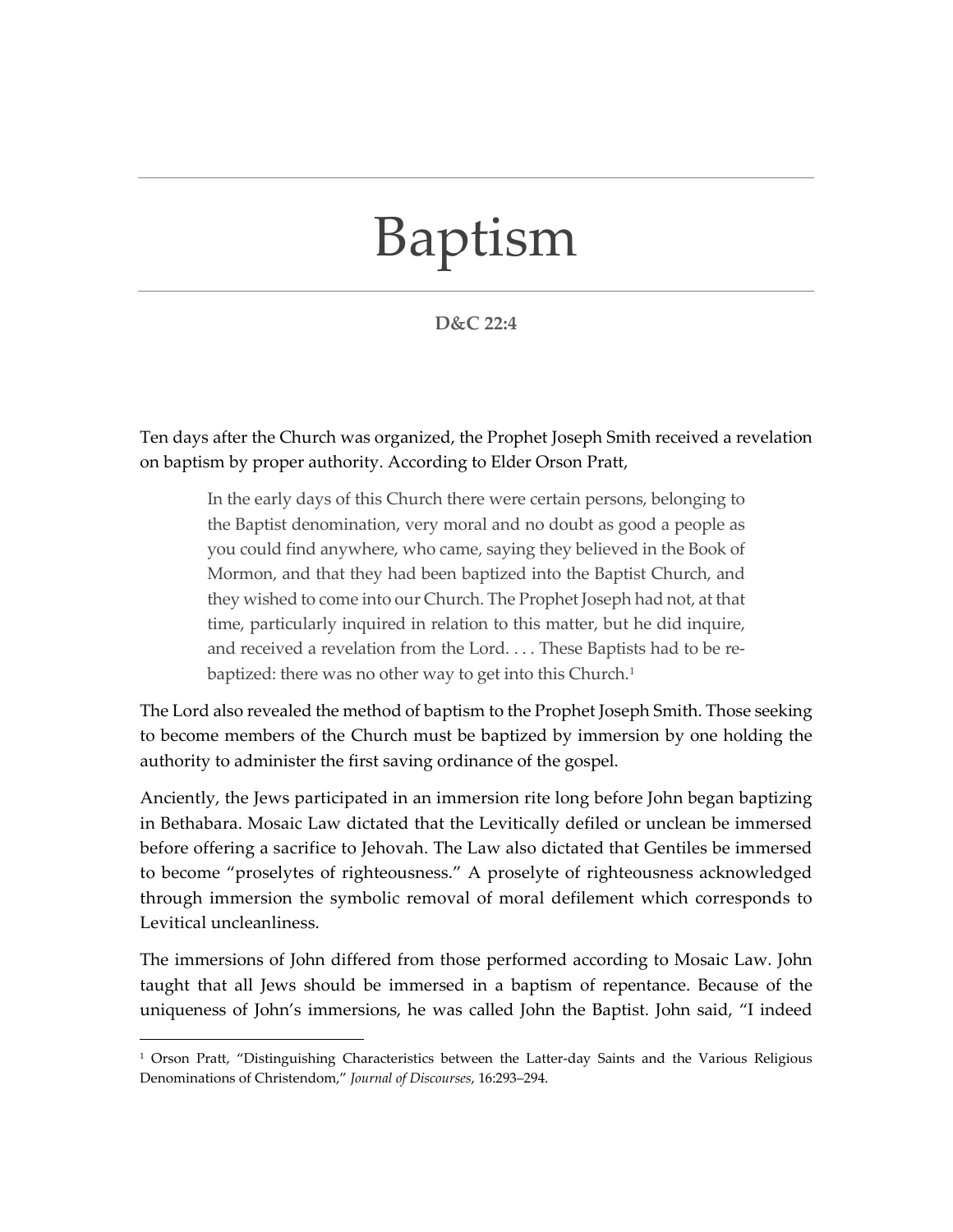# Baptism

**D&C 22:4**

Ten days after the Church was organized, the Prophet Joseph Smith received a revelation on baptism by proper authority. According to Elder Orson Pratt,

> In the early days of this Church there were certain persons, belonging to the Baptist denomination, very moral and no doubt as good a people as you could find anywhere, who came, saying they believed in the Book of Mormon, and that they had been baptized into the Baptist Church, and they wished to come into our Church. The Prophet Joseph had not, at that time, particularly inquired in relation to this matter, but he did inquire, and received a revelation from the Lord. . . . These Baptists had to be re-baptized: there was no other way to get into this Church.[1]

The Lord also revealed the method of baptism to the Prophet Joseph Smith. Those seeking to become members of the Church must be baptized by immersion by one holding the authority to administer the first saving ordinance of the gospel.

Anciently, the Jews participated in an immersion rite long before John began baptizing in Bethabara. Mosaic Law dictated that the Levitically defiled or unclean be immersed before offering a sacrifice to Jehovah. The Law also dictated that Gentiles be immersed to become "proselytes of righteousness." A proselyte of righteousness acknowledged through immersion the symbolic removal of moral defilement which corresponds to Levitical uncleanliness.

The immersions of John differed from those performed according to Mosaic Law. John taught that all Jews should be immersed in a baptism of repentance. Because of the uniqueness of John's immersions, he was called John the Baptist. John said, "I indeed

[1] Orson Pratt, "Distinguishing Characteristics between the Latter-day Saints and the Various Religious Denominations of Christendom," *Journal of Discourses*, 16:293–294.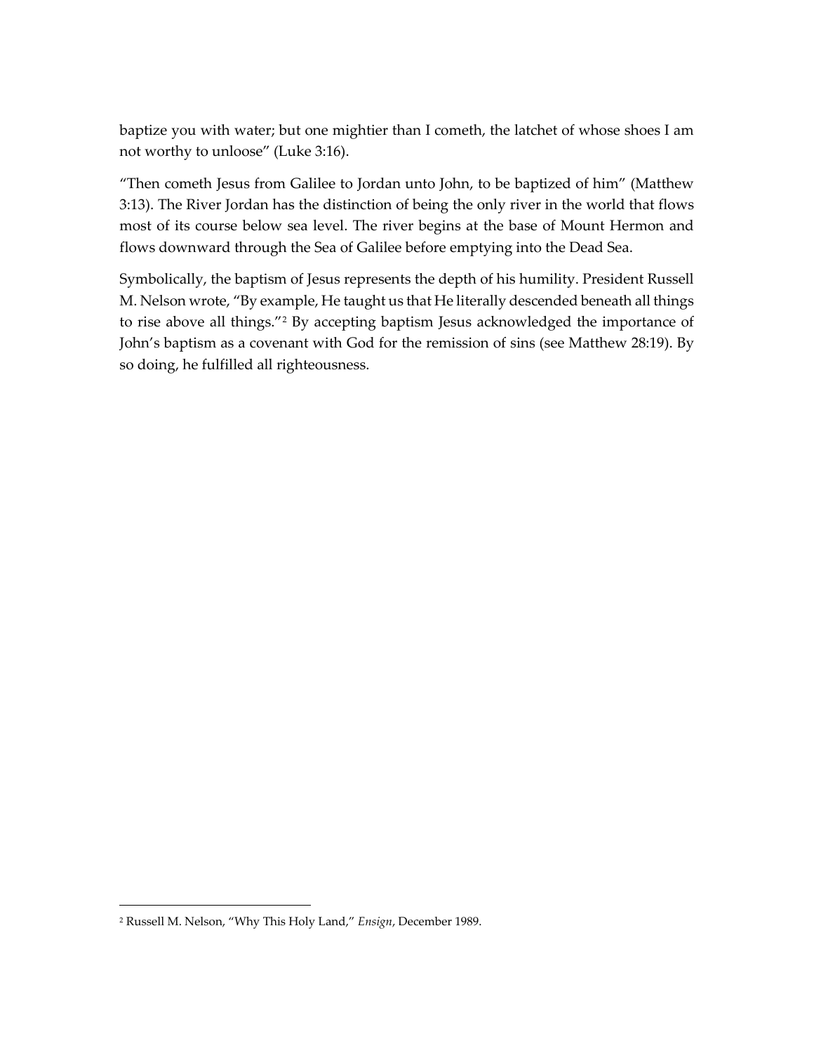baptize you with water; but one mightier than I cometh, the latchet of whose shoes I am not worthy to unloose" (Luke 3:16).

"Then cometh Jesus from Galilee to Jordan unto John, to be baptized of him" (Matthew 3:13). The River Jordan has the distinction of being the only river in the world that flows most of its course below sea level. The river begins at the base of Mount Hermon and flows downward through the Sea of Galilee before emptying into the Dead Sea.

Symbolically, the baptism of Jesus represents the depth of his humility. President Russell M. Nelson wrote, "By example, He taught us that He literally descended beneath all things to rise above all things."[2] By accepting baptism Jesus acknowledged the importance of John's baptism as a covenant with God for the remission of sins (see Matthew 28:19). By so doing, he fulfilled all righteousness.

---

[2] Russell M. Nelson, "Why This Holy Land," *Ensign*, December 1989.